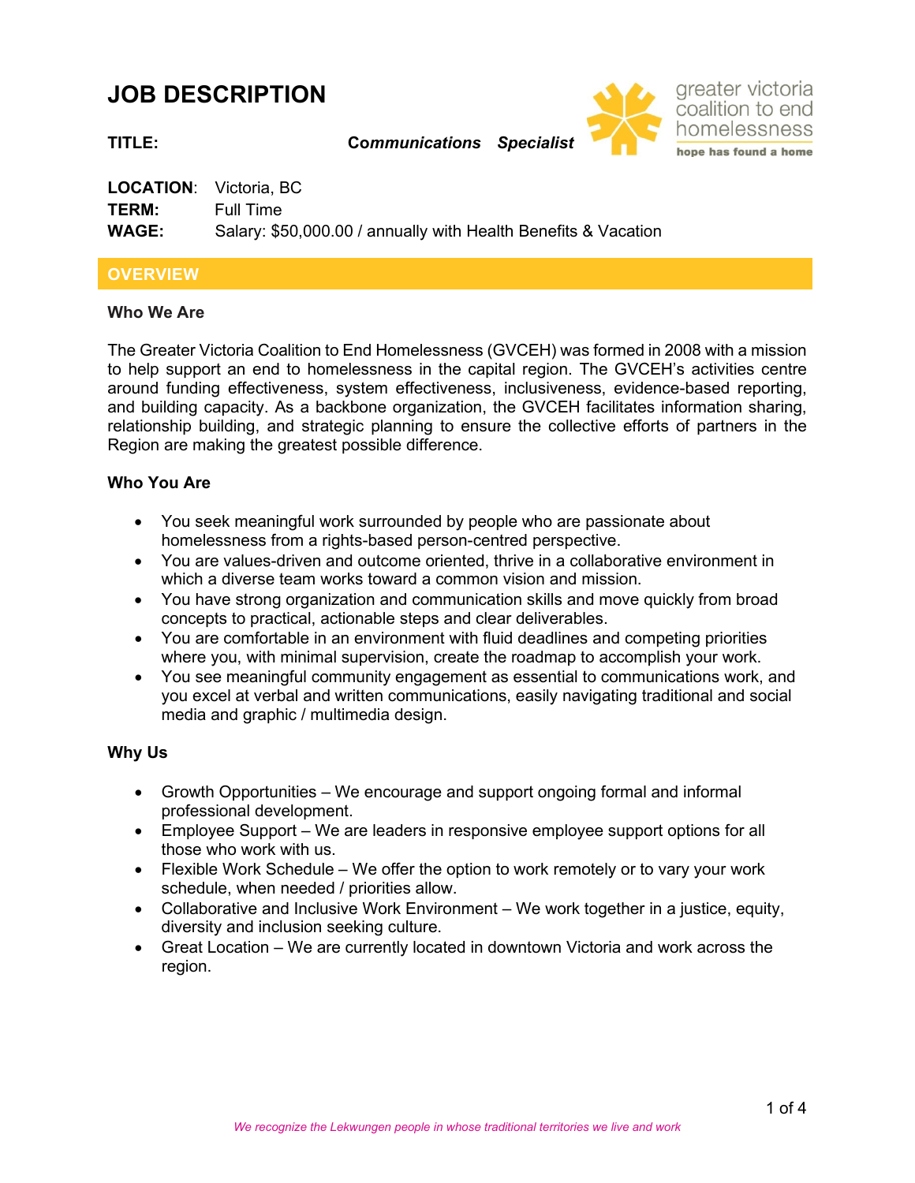# JOB DESCRIPTION

**TITLE:** ***Communications Specialist***

greater victoria coalition to end homelessness

**hope has found a home**

**LOCATION**: Victoria, BC
**TERM:** Full Time
**WAGE:** Salary: $50,000.00 / annually with Health Benefits & Vacation

## OVERVIEW

### Who We Are

The Greater Victoria Coalition to End Homelessness (GVCEH) was formed in 2008 with a mission to help support an end to homelessness in the capital region. The GVCEH's activities centre around funding effectiveness, system effectiveness, inclusiveness, evidence-based reporting, and building capacity. As a backbone organization, the GVCEH facilitates information sharing, relationship building, and strategic planning to ensure the collective efforts of partners in the Region are making the greatest possible difference.

### Who You Are

- You seek meaningful work surrounded by people who are passionate about homelessness from a rights-based person-centred perspective.
- You are values-driven and outcome oriented, thrive in a collaborative environment in which a diverse team works toward a common vision and mission.
- You have strong organization and communication skills and move quickly from broad concepts to practical, actionable steps and clear deliverables.
- You are comfortable in an environment with fluid deadlines and competing priorities where you, with minimal supervision, create the roadmap to accomplish your work.
- You see meaningful community engagement as essential to communications work, and you excel at verbal and written communications, easily navigating traditional and social media and graphic / multimedia design.

### Why Us

- Growth Opportunities – We encourage and support ongoing formal and informal professional development.
- Employee Support – We are leaders in responsive employee support options for all those who work with us.
- Flexible Work Schedule – We offer the option to work remotely or to vary your work schedule, when needed / priorities allow.
- Collaborative and Inclusive Work Environment – We work together in a justice, equity, diversity and inclusion seeking culture.
- Great Location – We are currently located in downtown Victoria and work across the region.

*We recognize the Lekwungen people in whose traditional territories we live and work*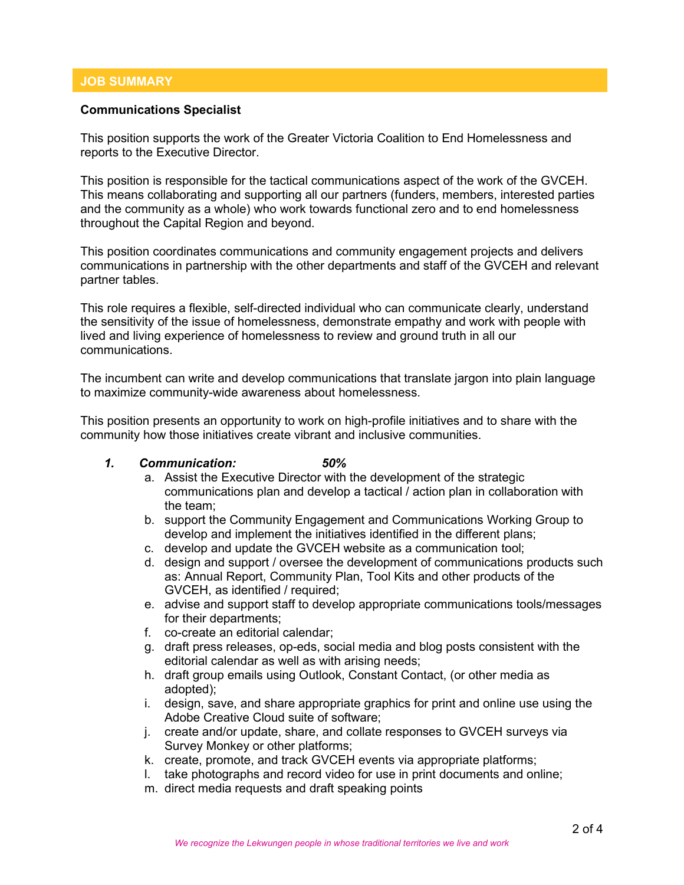## JOB SUMMARY

**Communications Specialist**

This position supports the work of the Greater Victoria Coalition to End Homelessness and reports to the Executive Director.

This position is responsible for the tactical communications aspect of the work of the GVCEH. This means collaborating and supporting all our partners (funders, members, interested parties and the community as a whole) who work towards functional zero and to end homelessness throughout the Capital Region and beyond.

This position coordinates communications and community engagement projects and delivers communications in partnership with the other departments and staff of the GVCEH and relevant partner tables.

This role requires a flexible, self-directed individual who can communicate clearly, understand the sensitivity of the issue of homelessness, demonstrate empathy and work with people with lived and living experience of homelessness to review and ground truth in all our communications.

The incumbent can write and develop communications that translate jargon into plain language to maximize community-wide awareness about homelessness.

This position presents an opportunity to work on high-profile initiatives and to share with the community how those initiatives create vibrant and inclusive communities.

1. ***Communication: 50%***
   a. Assist the Executive Director with the development of the strategic communications plan and develop a tactical / action plan in collaboration with the team;
   b. support the Community Engagement and Communications Working Group to develop and implement the initiatives identified in the different plans;
   c. develop and update the GVCEH website as a communication tool;
   d. design and support / oversee the development of communications products such as: Annual Report, Community Plan, Tool Kits and other products of the GVCEH, as identified / required;
   e. advise and support staff to develop appropriate communications tools/messages for their departments;
   f. co-create an editorial calendar;
   g. draft press releases, op-eds, social media and blog posts consistent with the editorial calendar as well as with arising needs;
   h. draft group emails using Outlook, Constant Contact, (or other media as adopted);
   i. design, save, and share appropriate graphics for print and online use using the Adobe Creative Cloud suite of software;
   j. create and/or update, share, and collate responses to GVCEH surveys via Survey Monkey or other platforms;
   k. create, promote, and track GVCEH events via appropriate platforms;
   l. take photographs and record video for use in print documents and online;
   m. direct media requests and draft speaking points

*We recognize the Lekwungen people in whose traditional territories we live and work*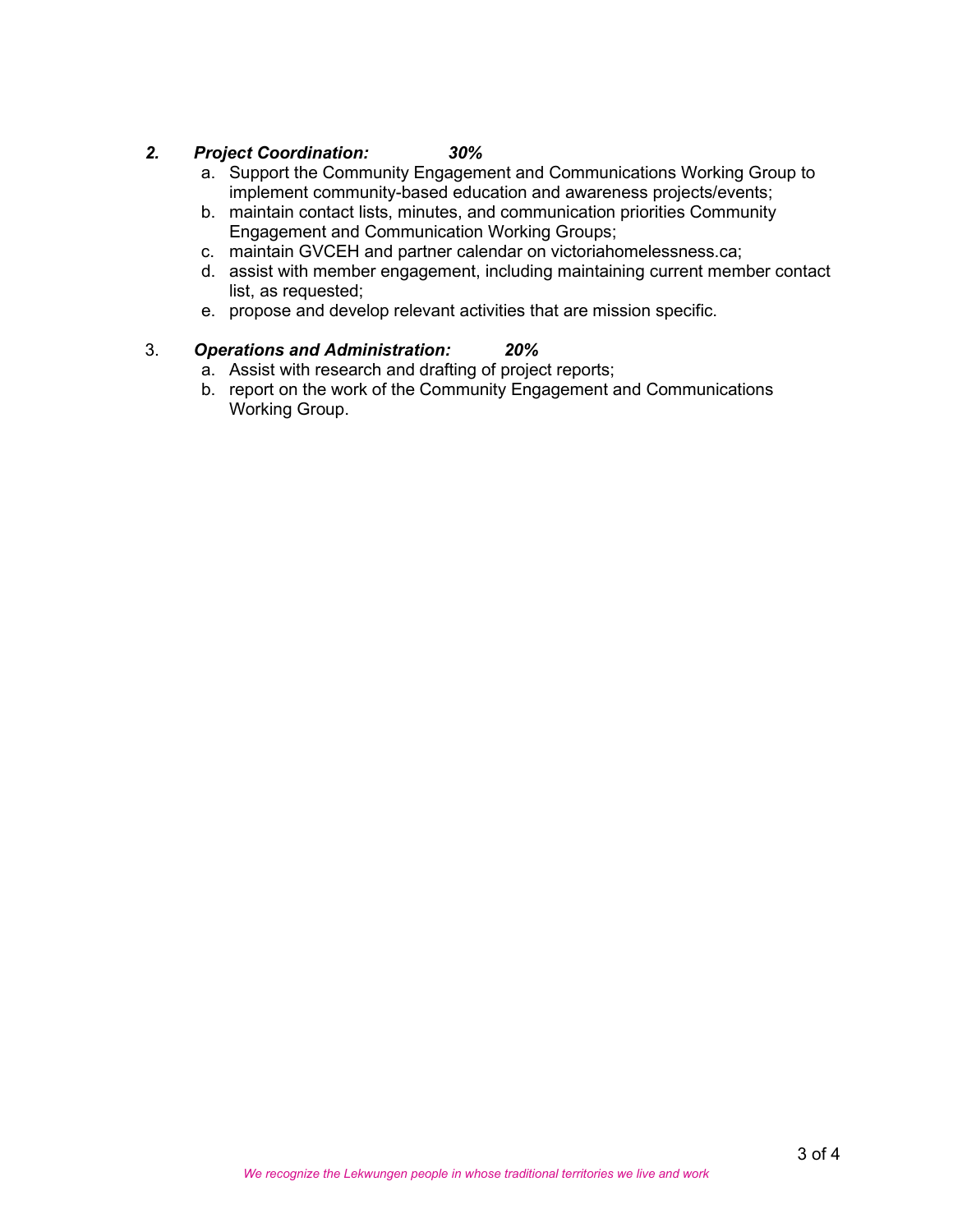***2. Project Coordination: 30%***

a. Support the Community Engagement and Communications Working Group to implement community-based education and awareness projects/events;
b. maintain contact lists, minutes, and communication priorities Community Engagement and Communication Working Groups;
c. maintain GVCEH and partner calendar on victoriahomelessness.ca;
d. assist with member engagement, including maintaining current member contact list, as requested;
e. propose and develop relevant activities that are mission specific.

3. ***Operations and Administration: 20%***

a. Assist with research and drafting of project reports;
b. report on the work of the Community Engagement and Communications Working Group.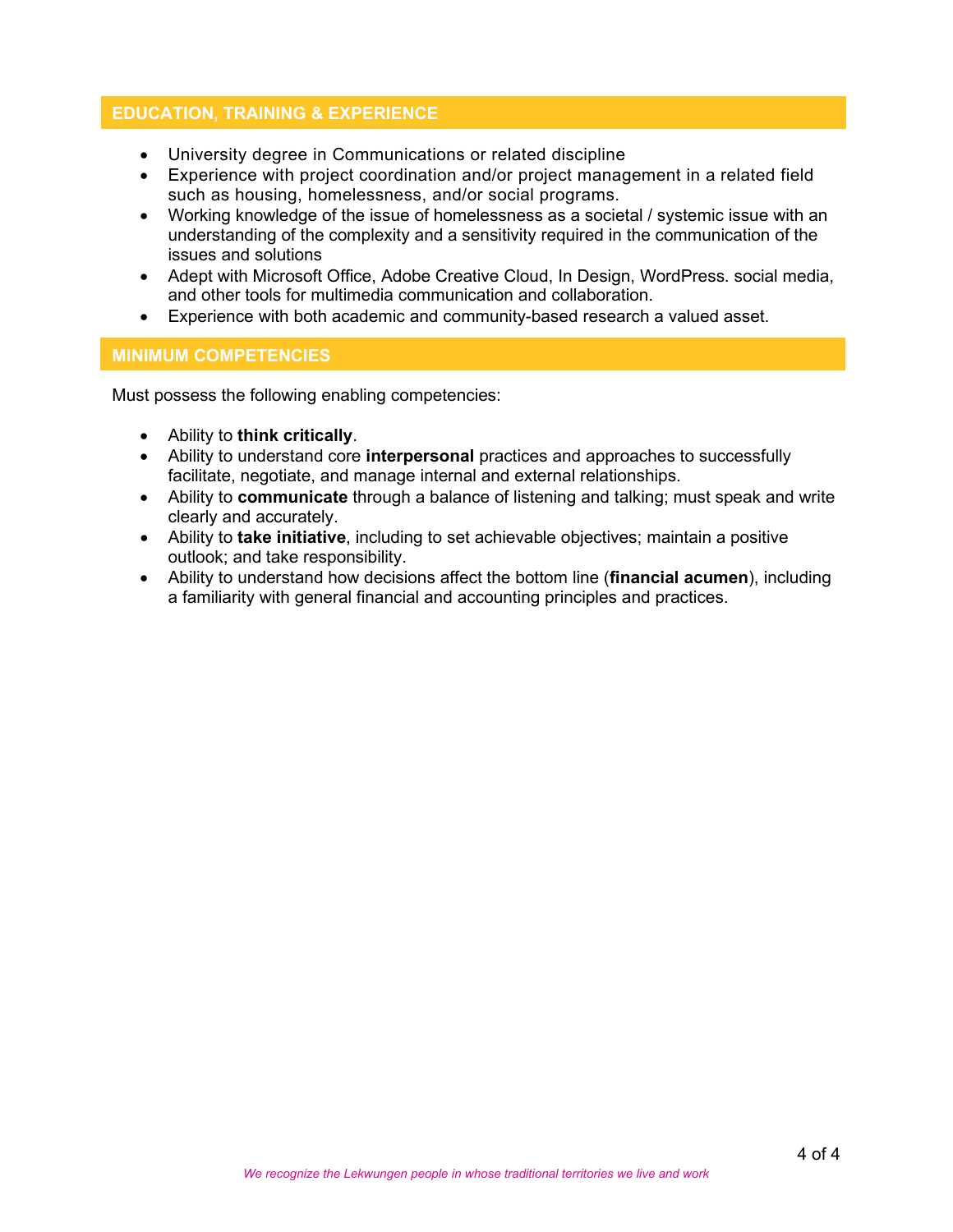## EDUCATION, TRAINING & EXPERIENCE

- University degree in Communications or related discipline
- Experience with project coordination and/or project management in a related field such as housing, homelessness, and/or social programs.
- Working knowledge of the issue of homelessness as a societal / systemic issue with an understanding of the complexity and a sensitivity required in the communication of the issues and solutions
- Adept with Microsoft Office, Adobe Creative Cloud, In Design, WordPress. social media, and other tools for multimedia communication and collaboration.
- Experience with both academic and community-based research a valued asset.

## MINIMUM COMPETENCIES

Must possess the following enabling competencies:

- Ability to **think critically**.
- Ability to understand core **interpersonal** practices and approaches to successfully facilitate, negotiate, and manage internal and external relationships.
- Ability to **communicate** through a balance of listening and talking; must speak and write clearly and accurately.
- Ability to **take initiative**, including to set achievable objectives; maintain a positive outlook; and take responsibility.
- Ability to understand how decisions affect the bottom line (**financial acumen**), including a familiarity with general financial and accounting principles and practices.